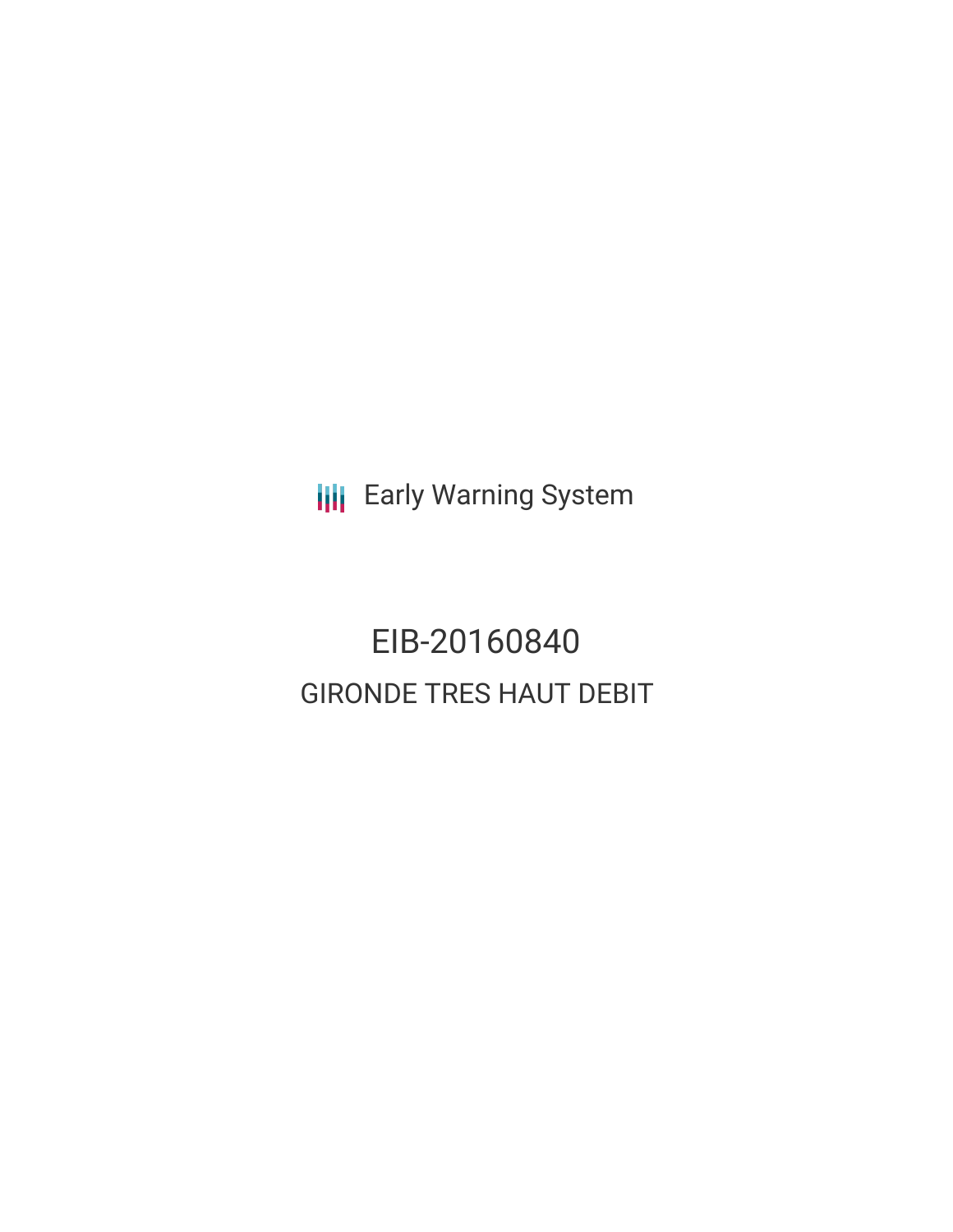Early Warning System

# EIB-20160840

## GIRONDE TRES HAUT DEBIT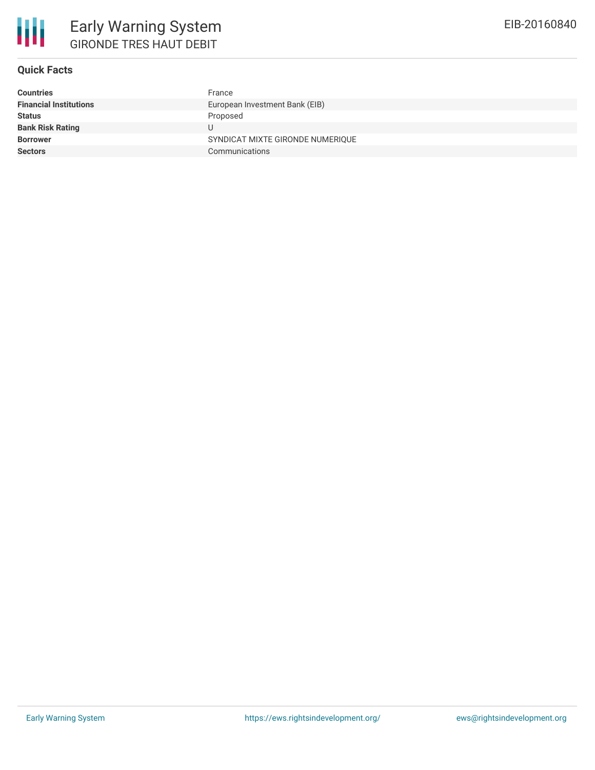# Early Warning System

GIRONDE TRES HAUT DEBIT

EIB-20160840

## Quick Facts

| | |
|---|---|
| **Countries** | France |
| **Financial Institutions** | European Investment Bank (EIB) |
| **Status** | Proposed |
| **Bank Risk Rating** | U |
| **Borrower** | SYNDICAT MIXTE GIRONDE NUMERIQUE |
| **Sectors** | Communications |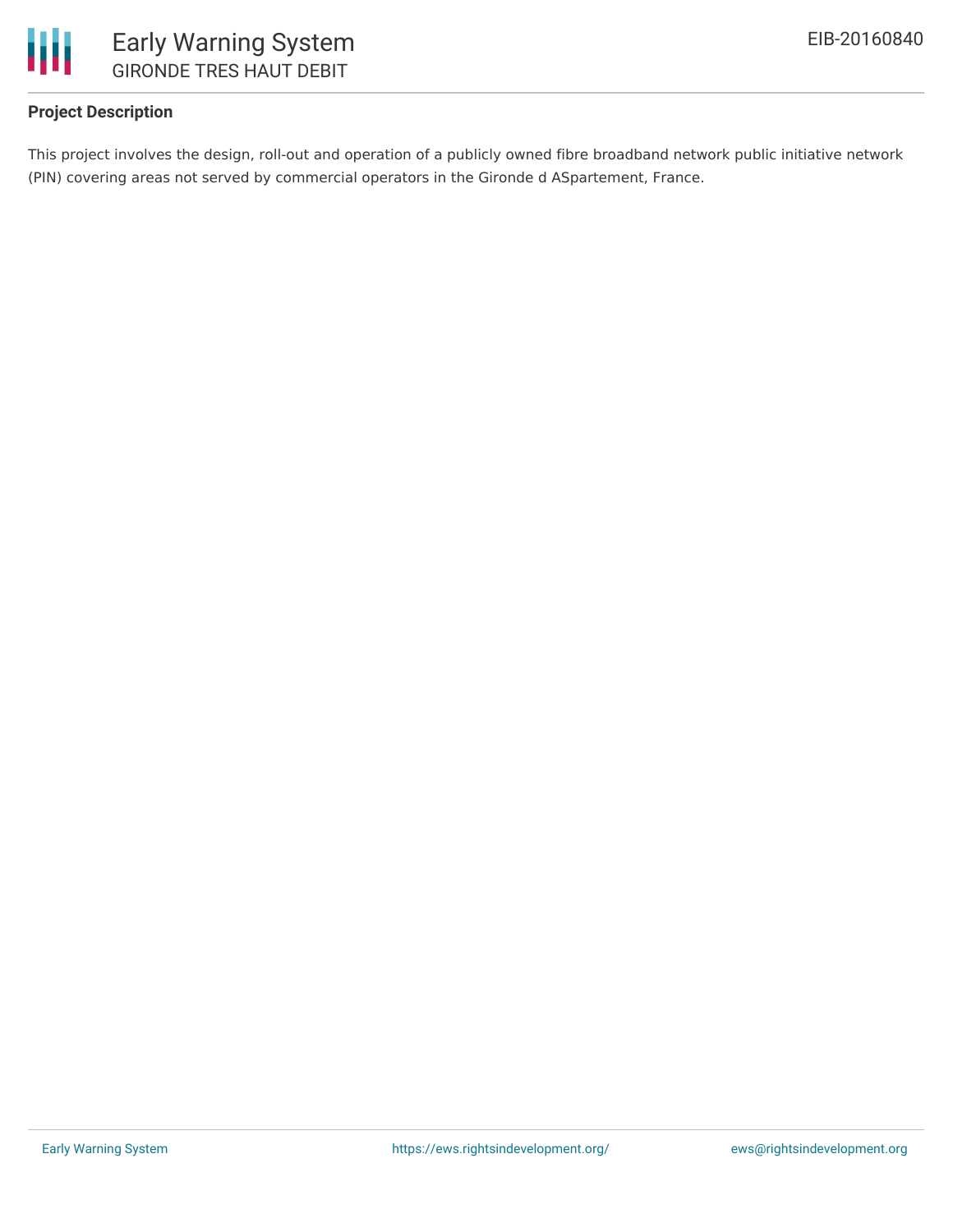**Project Description**

This project involves the design, roll-out and operation of a publicly owned fibre broadband network public initiative network (PIN) covering areas not served by commercial operators in the Gironde d ASpartement, France.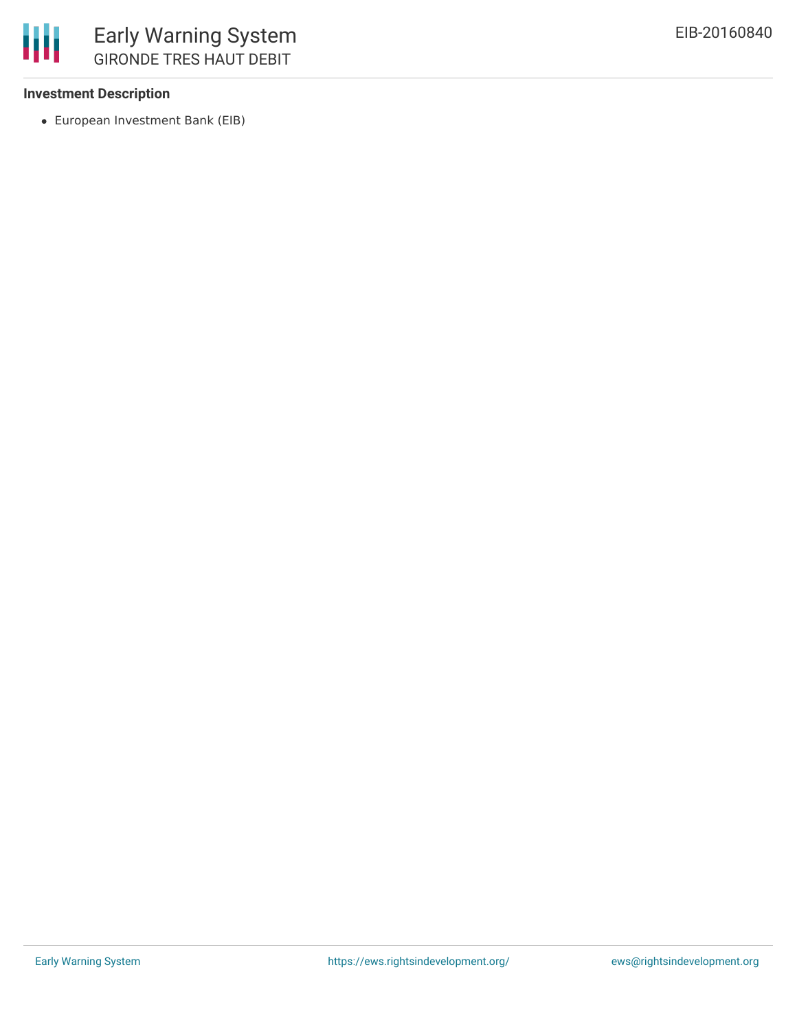**Investment Description**

- European Investment Bank (EIB)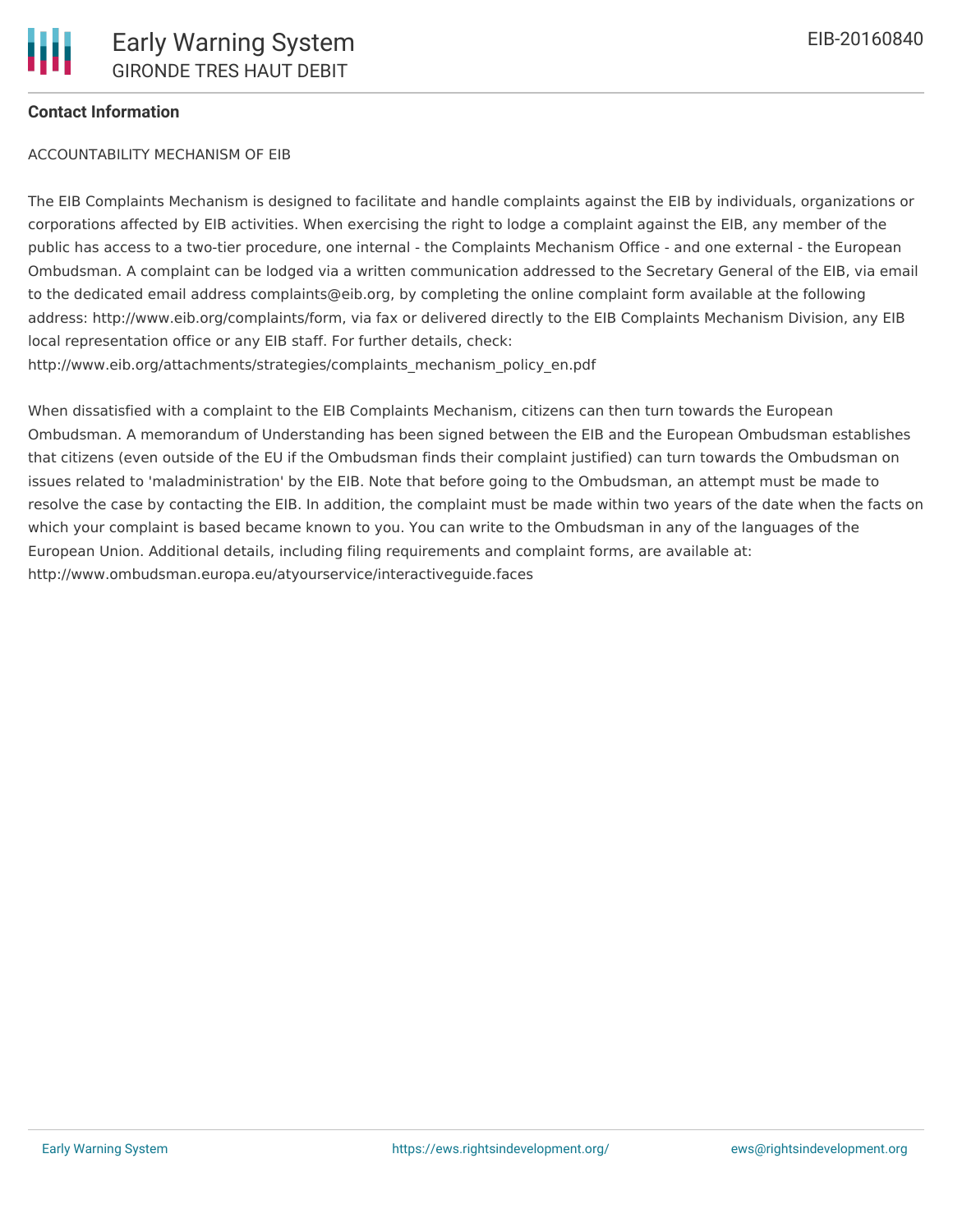**Contact Information**

ACCOUNTABILITY MECHANISM OF EIB

The EIB Complaints Mechanism is designed to facilitate and handle complaints against the EIB by individuals, organizations or corporations affected by EIB activities. When exercising the right to lodge a complaint against the EIB, any member of the public has access to a two-tier procedure, one internal - the Complaints Mechanism Office - and one external - the European Ombudsman. A complaint can be lodged via a written communication addressed to the Secretary General of the EIB, via email to the dedicated email address complaints@eib.org, by completing the online complaint form available at the following address: http://www.eib.org/complaints/form, via fax or delivered directly to the EIB Complaints Mechanism Division, any EIB local representation office or any EIB staff. For further details, check: http://www.eib.org/attachments/strategies/complaints_mechanism_policy_en.pdf

When dissatisfied with a complaint to the EIB Complaints Mechanism, citizens can then turn towards the European Ombudsman. A memorandum of Understanding has been signed between the EIB and the European Ombudsman establishes that citizens (even outside of the EU if the Ombudsman finds their complaint justified) can turn towards the Ombudsman on issues related to 'maladministration' by the EIB. Note that before going to the Ombudsman, an attempt must be made to resolve the case by contacting the EIB. In addition, the complaint must be made within two years of the date when the facts on which your complaint is based became known to you. You can write to the Ombudsman in any of the languages of the European Union. Additional details, including filing requirements and complaint forms, are available at: http://www.ombudsman.europa.eu/atyourservice/interactiveguide.faces